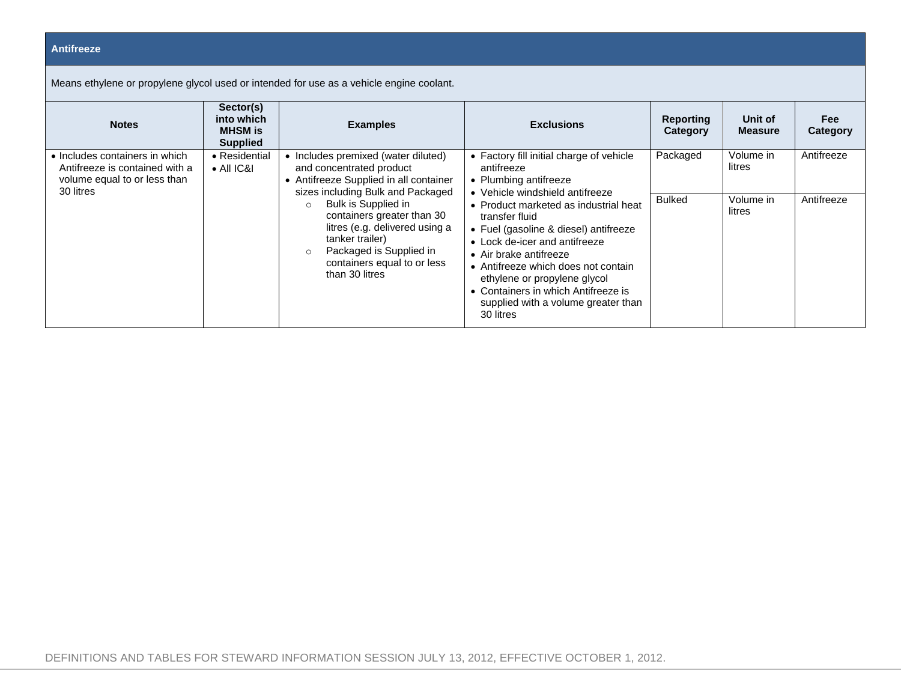## Antifreeze

Means ethylene or propylene glycol used or intended for use as a vehicle engine coolant.

| Notes | Sector(s) into which MHSM is Supplied | Examples | Exclusions | Reporting Category | Unit of Measure | Fee Category |
|---|---|---|---|---|---|---|
| • Includes containers in which Antifreeze is contained with a volume equal to or less than 30 litres | • Residential<br>• All IC&I | • Includes premixed (water diluted) and concentrated product<br>• Antifreeze Supplied in all container sizes including Bulk and Packaged<br>○ Bulk is Supplied in containers greater than 30 litres (e.g. delivered using a tanker trailer)<br>○ Packaged is Supplied in containers equal to or less than 30 litres | • Factory fill initial charge of vehicle antifreeze<br>• Plumbing antifreeze<br>• Vehicle windshield antifreeze<br>• Product marketed as industrial heat transfer fluid<br>• Fuel (gasoline & diesel) antifreeze<br>• Lock de-icer and antifreeze<br>• Air brake antifreeze<br>• Antifreeze which does not contain ethylene or propylene glycol<br>• Containers in which Antifreeze is supplied with a volume greater than 30 litres | Packaged | Volume in litres | Antifreeze |
| | | | | Bulked | Volume in litres | Antifreeze |

DEFINITIONS AND TABLES FOR STEWARD INFORMATION SESSION JULY 13, 2012, EFFECTIVE OCTOBER 1, 2012.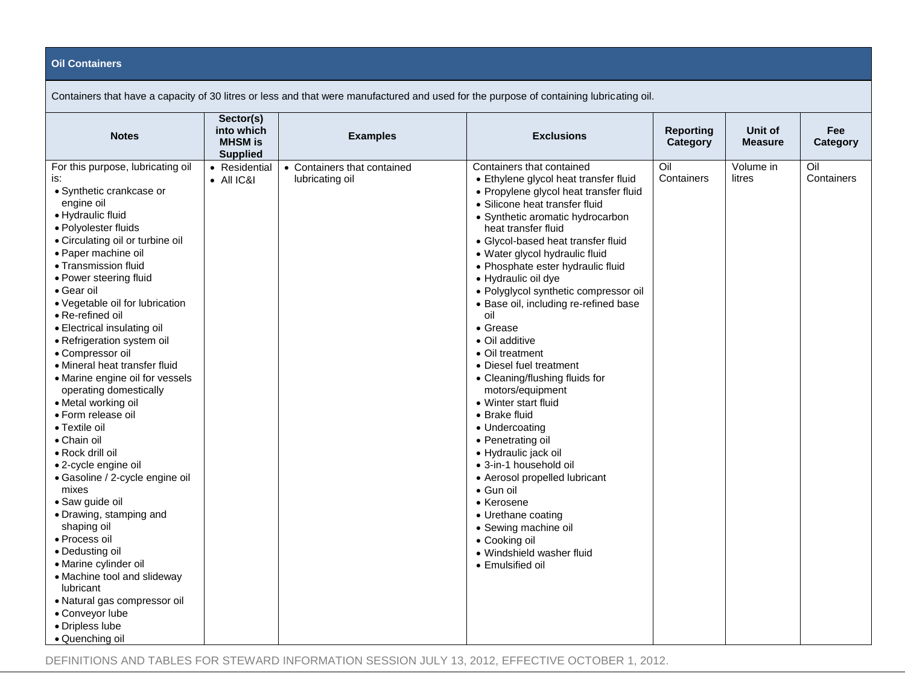## Oil Containers

Containers that have a capacity of 30 litres or less and that were manufactured and used for the purpose of containing lubricating oil.

| Notes | Sector(s) into which MHSM is Supplied | Examples | Exclusions | Reporting Category | Unit of Measure | Fee Category |
|---|---|---|---|---|---|---|
| For this purpose, lubricating oil is:<br>• Synthetic crankcase or engine oil<br>• Hydraulic fluid<br>• Polyolester fluids<br>• Circulating oil or turbine oil<br>• Paper machine oil<br>• Transmission fluid<br>• Power steering fluid<br>• Gear oil<br>• Vegetable oil for lubrication<br>• Re-refined oil<br>• Electrical insulating oil<br>• Refrigeration system oil<br>• Compressor oil<br>• Mineral heat transfer fluid<br>• Marine engine oil for vessels operating domestically<br>• Metal working oil<br>• Form release oil<br>• Textile oil<br>• Chain oil<br>• Rock drill oil<br>• 2-cycle engine oil<br>• Gasoline / 2-cycle engine oil mixes<br>• Saw guide oil<br>• Drawing, stamping and shaping oil<br>• Process oil<br>• Dedusting oil<br>• Marine cylinder oil<br>• Machine tool and slideway lubricant<br>• Natural gas compressor oil<br>• Conveyor lube<br>• Dripless lube<br>• Quenching oil | • Residential<br>• All IC&I | • Containers that contained lubricating oil | Containers that contained<br>• Ethylene glycol heat transfer fluid<br>• Propylene glycol heat transfer fluid<br>• Silicone heat transfer fluid<br>• Synthetic aromatic hydrocarbon heat transfer fluid<br>• Glycol-based heat transfer fluid<br>• Water glycol hydraulic fluid<br>• Phosphate ester hydraulic fluid<br>• Hydraulic oil dye<br>• Polyglycol synthetic compressor oil<br>• Base oil, including re-refined base oil<br>• Grease<br>• Oil additive<br>• Oil treatment<br>• Diesel fuel treatment<br>• Cleaning/flushing fluids for motors/equipment<br>• Winter start fluid<br>• Brake fluid<br>• Undercoating<br>• Penetrating oil<br>• Hydraulic jack oil<br>• 3-in-1 household oil<br>• Aerosol propelled lubricant<br>• Gun oil<br>• Kerosene<br>• Urethane coating<br>• Sewing machine oil<br>• Cooking oil<br>• Windshield washer fluid<br>• Emulsified oil | Oil Containers | Volume in litres | Oil Containers |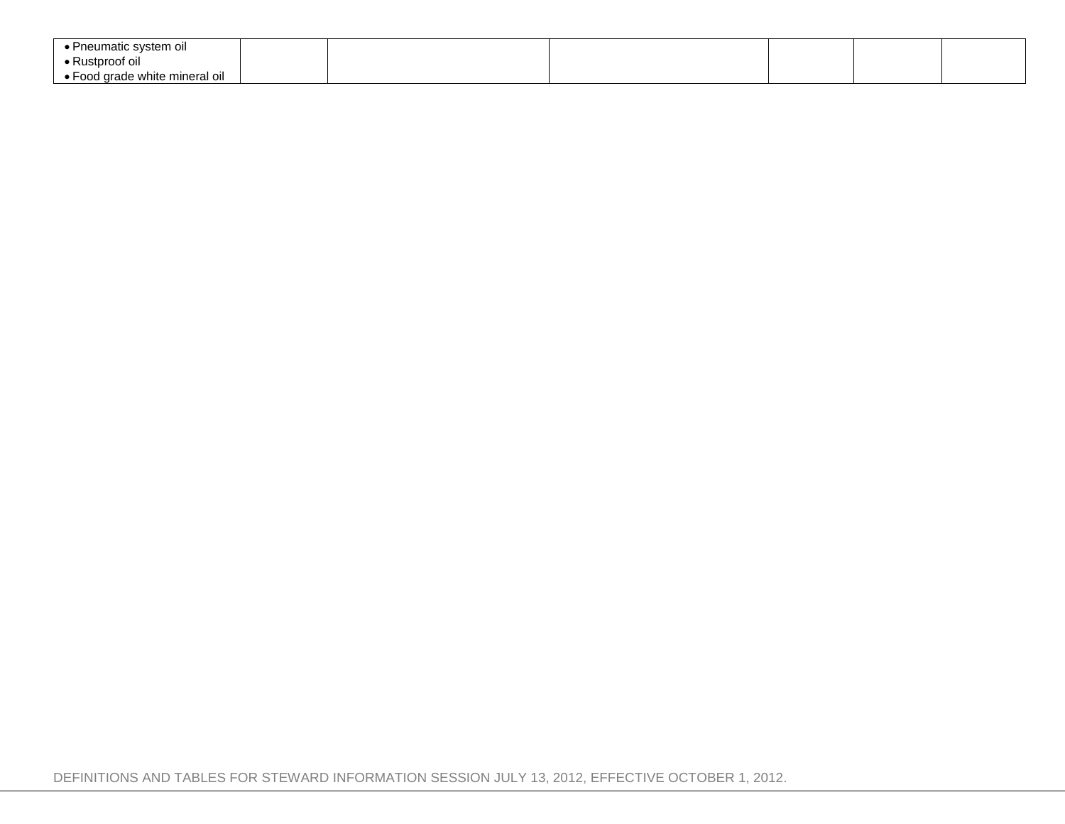| | | | | | | |
|---|---|---|---|---|---|---|
| • Pneumatic system oil<br>• Rustproof oil<br>• Food grade white mineral oil | | | | | | |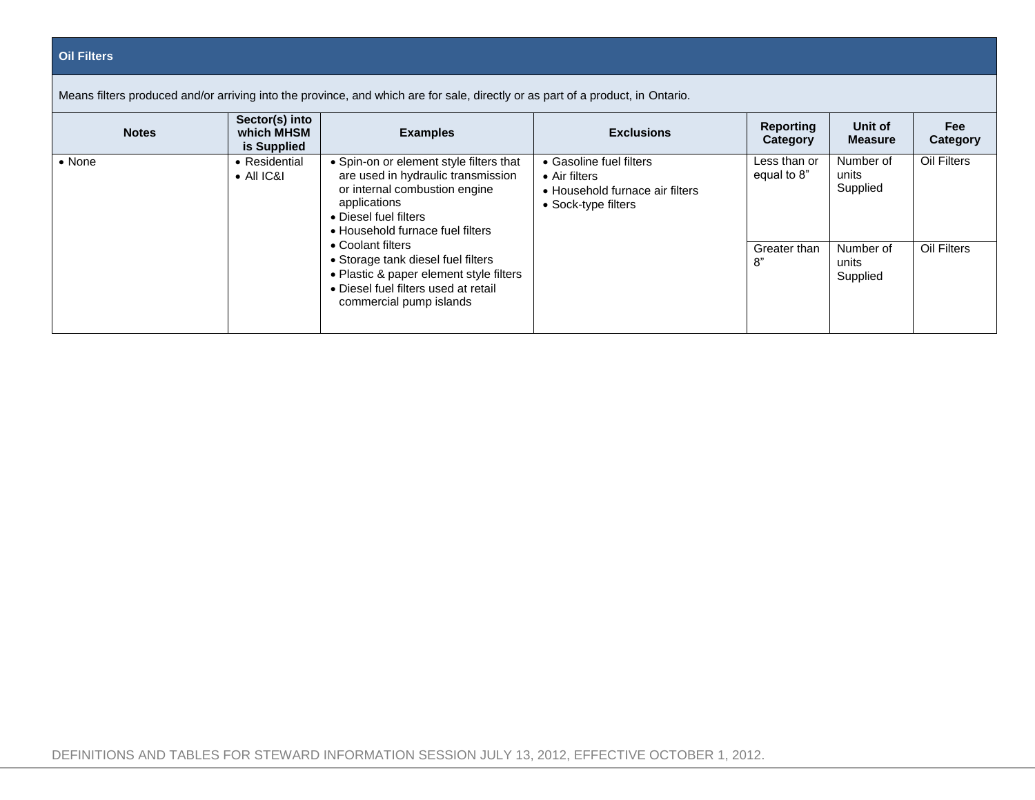## Oil Filters

Means filters produced and/or arriving into the province, and which are for sale, directly or as part of a product, in Ontario.

| Notes | Sector(s) into which MHSM is Supplied | Examples | Exclusions | Reporting Category | Unit of Measure | Fee Category |
|---|---|---|---|---|---|---|
| • None | • Residential<br>• All IC&I | • Spin-on or element style filters that are used in hydraulic transmission or internal combustion engine applications<br>• Diesel fuel filters<br>• Household furnace fuel filters<br>• Coolant filters<br>• Storage tank diesel fuel filters<br>• Plastic & paper element style filters<br>• Diesel fuel filters used at retail commercial pump islands | • Gasoline fuel filters<br>• Air filters<br>• Household furnace air filters<br>• Sock-type filters | Less than or equal to 8” | Number of units Supplied | Oil Filters |
| | | | | Greater than 8” | Number of units Supplied | Oil Filters |

DEFINITIONS AND TABLES FOR STEWARD INFORMATION SESSION JULY 13, 2012, EFFECTIVE OCTOBER 1, 2012.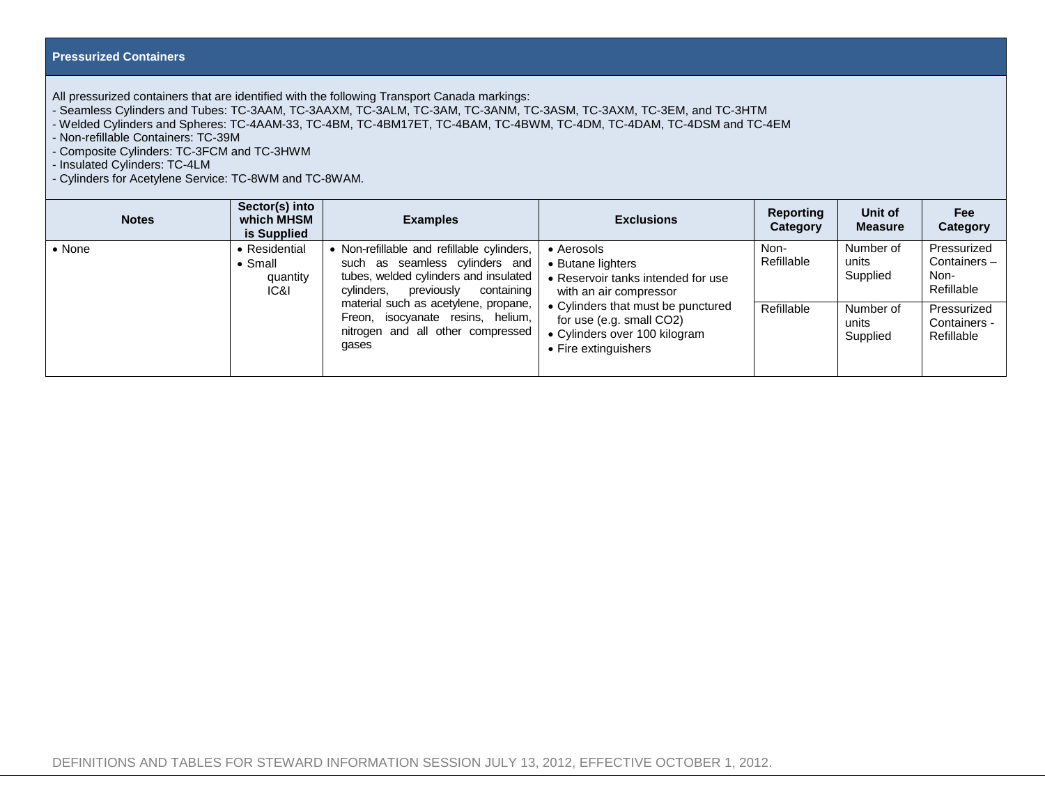## Pressurized Containers

All pressurized containers that are identified with the following Transport Canada markings:
- Seamless Cylinders and Tubes: TC-3AAM, TC-3AAXM, TC-3ALM, TC-3AM, TC-3ANM, TC-3ASM, TC-3AXM, TC-3EM, and TC-3HTM
- Welded Cylinders and Spheres: TC-4AAM-33, TC-4BM, TC-4BM17ET, TC-4BAM, TC-4BWM, TC-4DM, TC-4DAM, TC-4DSM and TC-4EM
- Non-refillable Containers: TC-39M
- Composite Cylinders: TC-3FCM and TC-3HWM
- Insulated Cylinders: TC-4LM
- Cylinders for Acetylene Service: TC-8WM and TC-8WAM.

| Notes | Sector(s) into which MHSM is Supplied | Examples | Exclusions | Reporting Category | Unit of Measure | Fee Category |
|---|---|---|---|---|---|---|
| • None | • Residential<br>• Small quantity IC&I | • Non-refillable and refillable cylinders, such as seamless cylinders and tubes, welded cylinders and insulated cylinders, previously containing material such as acetylene, propane, Freon, isocyanate resins, helium, nitrogen and all other compressed gases | • Aerosols<br>• Butane lighters<br>• Reservoir tanks intended for use with an air compressor<br>• Cylinders that must be punctured for use (e.g. small $CO_2$)<br>• Cylinders over 100 kilogram<br>• Fire extinguishers | Non-Refillable | Number of units Supplied | Pressurized Containers – Non-Refillable |
| | | | | Refillable | Number of units Supplied | Pressurized Containers - Refillable |

DEFINITIONS AND TABLES FOR STEWARD INFORMATION SESSION JULY 13, 2012, EFFECTIVE OCTOBER 1, 2012.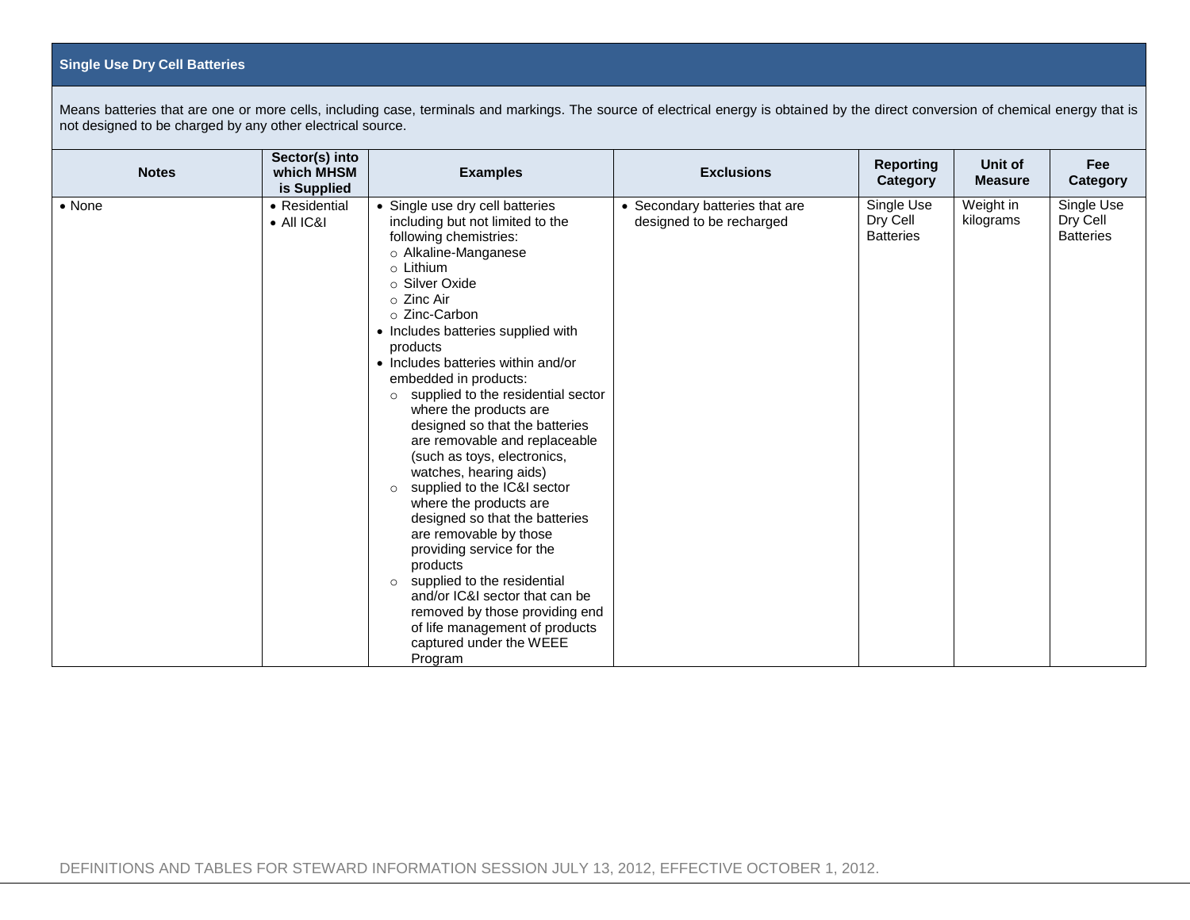## Single Use Dry Cell Batteries

Means batteries that are one or more cells, including case, terminals and markings. The source of electrical energy is obtained by the direct conversion of chemical energy that is not designed to be charged by any other electrical source.

| Notes | Sector(s) into which MHSM is Supplied | Examples | Exclusions | Reporting Category | Unit of Measure | Fee Category |
|---|---|---|---|---|---|---|
| • None | • Residential<br>• All IC&I | • Single use dry cell batteries including but not limited to the following chemistries:<br>○ Alkaline-Manganese<br>○ Lithium<br>○ Silver Oxide<br>○ Zinc Air<br>○ Zinc-Carbon<br>• Includes batteries supplied with products<br>• Includes batteries within and/or embedded in products:<br>○ supplied to the residential sector where the products are designed so that the batteries are removable and replaceable (such as toys, electronics, watches, hearing aids)<br>○ supplied to the IC&I sector where the products are designed so that the batteries are removable by those providing service for the products<br>○ supplied to the residential and/or IC&I sector that can be removed by those providing end of life management of products captured under the WEEE Program | • Secondary batteries that are designed to be recharged | Single Use Dry Cell Batteries | Weight in kilograms | Single Use Dry Cell Batteries |